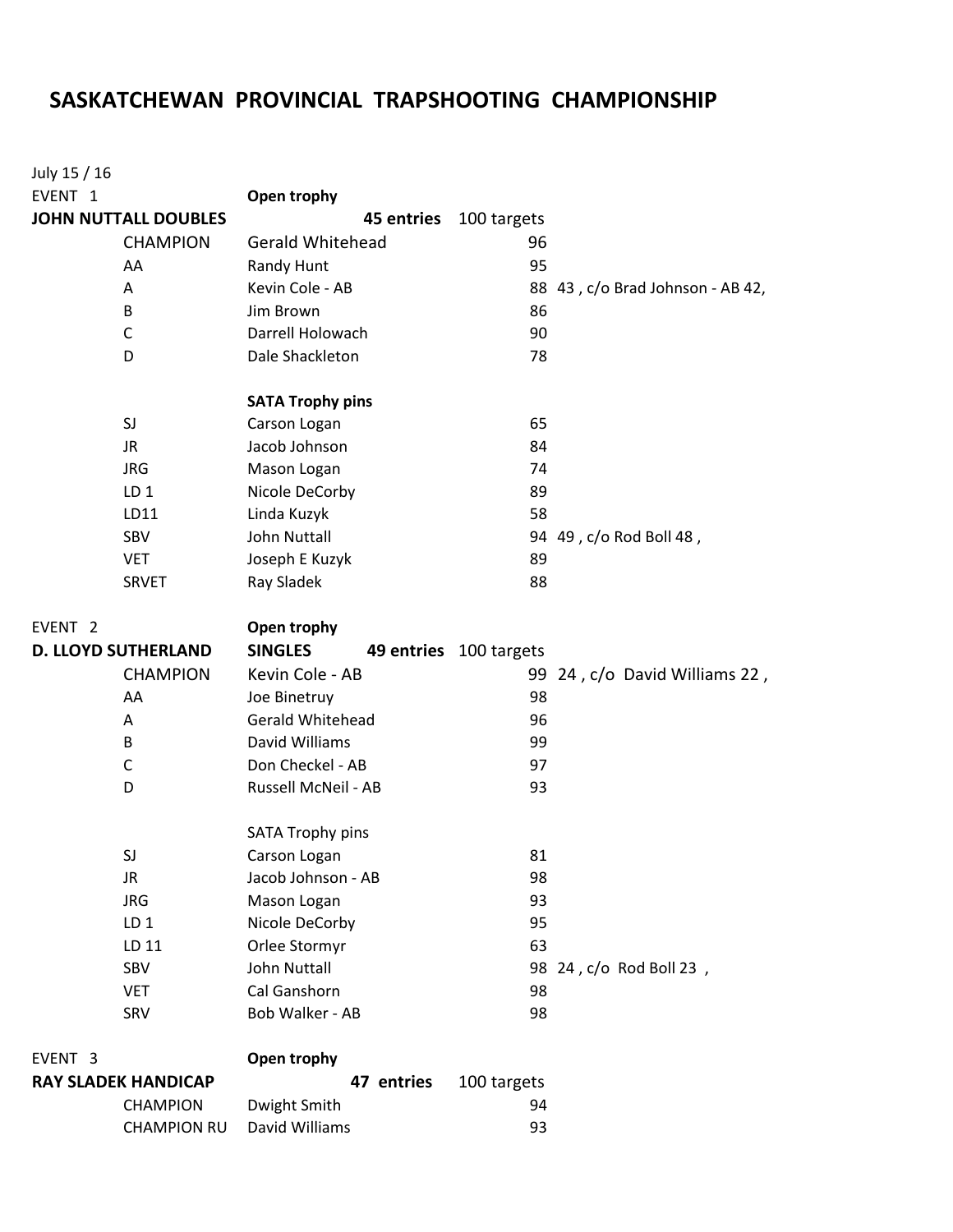# SASKATCHEWAN PROVINCIAL TRAPSHOOTING CHAMPIONSHIP

July 15 / 16

EVENT 1 — **Open trophy**

**JOHN NUTTALL DOUBLES** — **45 entries** — 100 targets

| | | | |
|---|---|---|---|
| CHAMPION | Gerald Whitehead | 96 | |
| AA | Randy Hunt | 95 | |
| A | Kevin Cole - AB | 88 | 43 , c/o Brad Johnson - AB 42, |
| B | Jim Brown | 86 | |
| C | Darrell Holowach | 90 | |
| D | Dale Shackleton | 78 | |
| | **SATA Trophy pins** | | |
| SJ | Carson Logan | 65 | |
| JR | Jacob Johnson | 84 | |
| JRG | Mason Logan | 74 | |
| LD 1 | Nicole DeCorby | 89 | |
| LD11 | Linda Kuzyk | 58 | |
| SBV | John Nuttall | 94 | 49 , c/o Rod Boll 48 , |
| VET | Joseph E Kuzyk | 89 | |
| SRVET | Ray Sladek | 88 | |

EVENT 2 — **Open trophy**

**D. LLOYD SUTHERLAND** — **SINGLES** — **49 entries** — 100 targets

| | | | |
|---|---|---|---|
| CHAMPION | Kevin Cole - AB | 99 | 24 , c/o David Williams 22 , |
| AA | Joe Binetruy | 98 | |
| A | Gerald Whitehead | 96 | |
| B | David Williams | 99 | |
| C | Don Checkel - AB | 97 | |
| D | Russell McNeil - AB | 93 | |
| | SATA Trophy pins | | |
| SJ | Carson Logan | 81 | |
| JR | Jacob Johnson - AB | 98 | |
| JRG | Mason Logan | 93 | |
| LD 1 | Nicole DeCorby | 95 | |
| LD 11 | Orlee Stormyr | 63 | |
| SBV | John Nuttall | 98 | 24 , c/o Rod Boll 23 , |
| VET | Cal Ganshorn | 98 | |
| SRV | Bob Walker - AB | 98 | |

EVENT 3 — **Open trophy**

**RAY SLADEK HANDICAP** — **47 entries** — 100 targets

| | | |
|---|---|---|
| CHAMPION | Dwight Smith | 94 |
| CHAMPION RU | David Williams | 93 |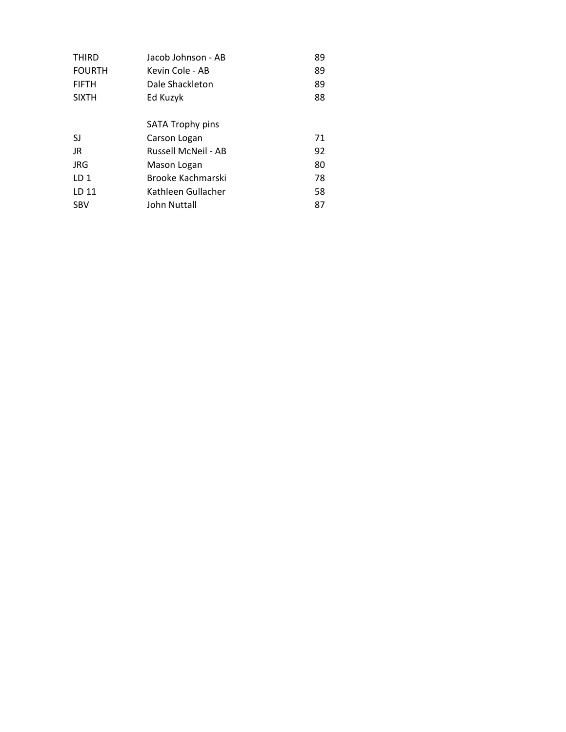| | | |
|---|---|---|
| THIRD | Jacob Johnson - AB | 89 |
| FOURTH | Kevin Cole - AB | 89 |
| FIFTH | Dale Shackleton | 89 |
| SIXTH | Ed Kuzyk | 88 |
| | | |
| | SATA Trophy pins | |
| SJ | Carson Logan | 71 |
| JR | Russell McNeil - AB | 92 |
| JRG | Mason Logan | 80 |
| LD 1 | Brooke Kachmarski | 78 |
| LD 11 | Kathleen Gullacher | 58 |
| SBV | John Nuttall | 87 |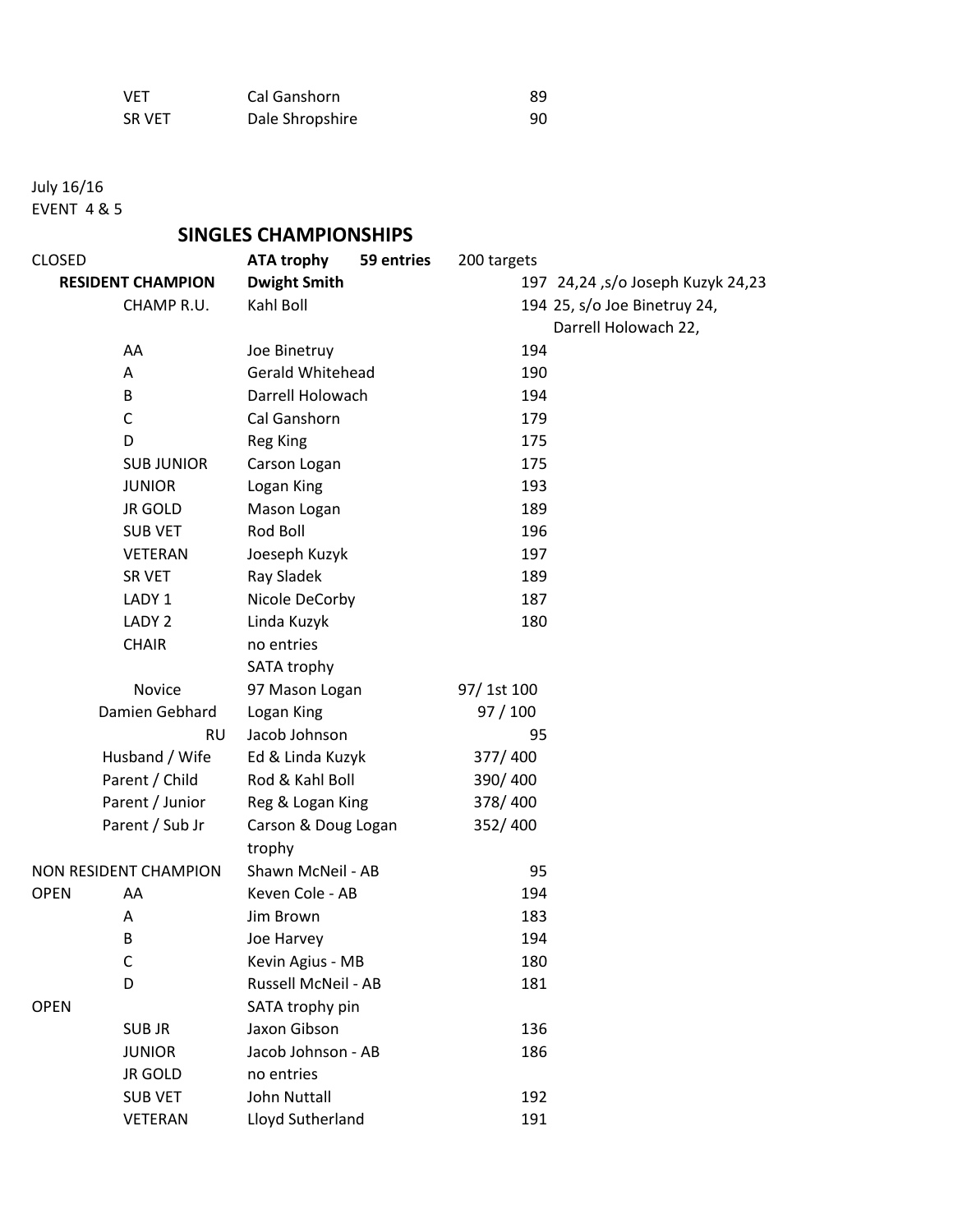| | | |
|---|---|---|
| VET | Cal Ganshorn | 89 |
| SR VET | Dale Shropshire | 90 |

July 16/16
EVENT 4 & 5

## SINGLES CHAMPIONSHIPS

| | | | | | |
|---|---|---|---|---|---|
| CLOSED | | **ATA trophy** | **59 entries** | 200 targets | |
| | **RESIDENT CHAMPION** | **Dwight Smith** | | 197 | 24,24 ,s/o Joseph Kuzyk 24,23 |
| | CHAMP R.U. | Kahl Boll | | 194 | 25, s/o Joe Binetruy 24, Darrell Holowach 22, |
| | AA | Joe Binetruy | | 194 | |
| | A | Gerald Whitehead | | 190 | |
| | B | Darrell Holowach | | 194 | |
| | C | Cal Ganshorn | | 179 | |
| | D | Reg King | | 175 | |
| | SUB JUNIOR | Carson Logan | | 175 | |
| | JUNIOR | Logan King | | 193 | |
| | JR GOLD | Mason Logan | | 189 | |
| | SUB VET | Rod Boll | | 196 | |
| | VETERAN | Joeseph Kuzyk | | 197 | |
| | SR VET | Ray Sladek | | 189 | |
| | LADY 1 | Nicole DeCorby | | 187 | |
| | LADY 2 | Linda Kuzyk | | 180 | |
| | CHAIR | no entries | | | |
| | | SATA trophy | | | |
| | Novice | 97 Mason Logan | | 97/ 1st 100 | |
| | Damien Gebhard | Logan King | | 97 / 100 | |
| | RU | Jacob Johnson | | 95 | |
| | Husband / Wife | Ed & Linda Kuzyk | | 377/ 400 | |
| | Parent / Child | Rod & Kahl Boll | | 390/ 400 | |
| | Parent / Junior | Reg & Logan King | | 378/ 400 | |
| | Parent / Sub Jr | Carson & Doug Logan | | 352/ 400 | |
| | | trophy | | | |
| NON RESIDENT CHAMPION | | Shawn McNeil - AB | | 95 | |
| OPEN | AA | Keven Cole - AB | | 194 | |
| | A | Jim Brown | | 183 | |
| | B | Joe Harvey | | 194 | |
| | C | Kevin Agius - MB | | 180 | |
| | D | Russell McNeil - AB | | 181 | |
| OPEN | | SATA trophy pin | | | |
| | SUB JR | Jaxon Gibson | | 136 | |
| | JUNIOR | Jacob Johnson - AB | | 186 | |
| | JR GOLD | no entries | | | |
| | SUB VET | John Nuttall | | 192 | |
| | VETERAN | Lloyd Sutherland | | 191 | |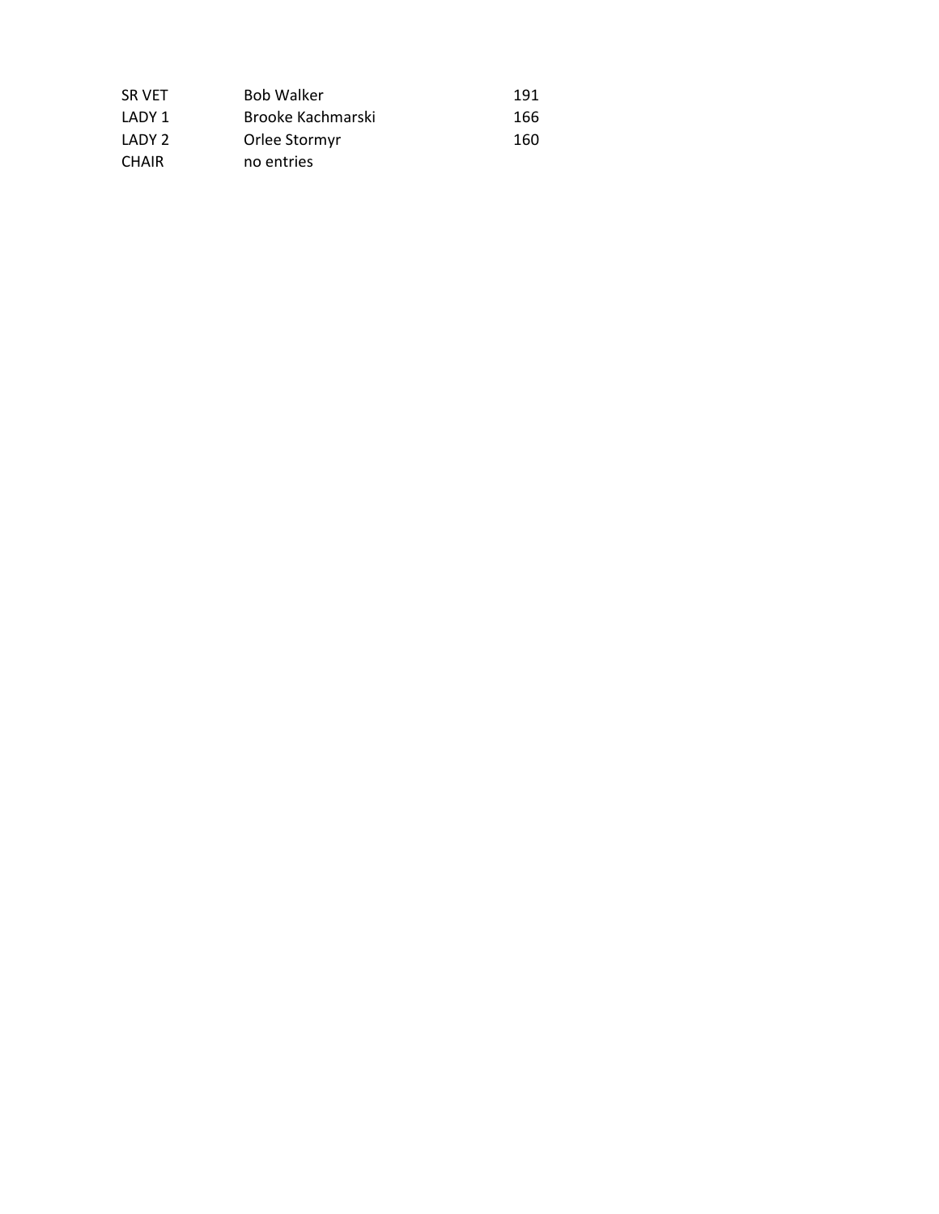| | | |
|---|---|---|
| SR VET | Bob Walker | 191 |
| LADY 1 | Brooke Kachmarski | 166 |
| LADY 2 | Orlee Stormyr | 160 |
| CHAIR | no entries | |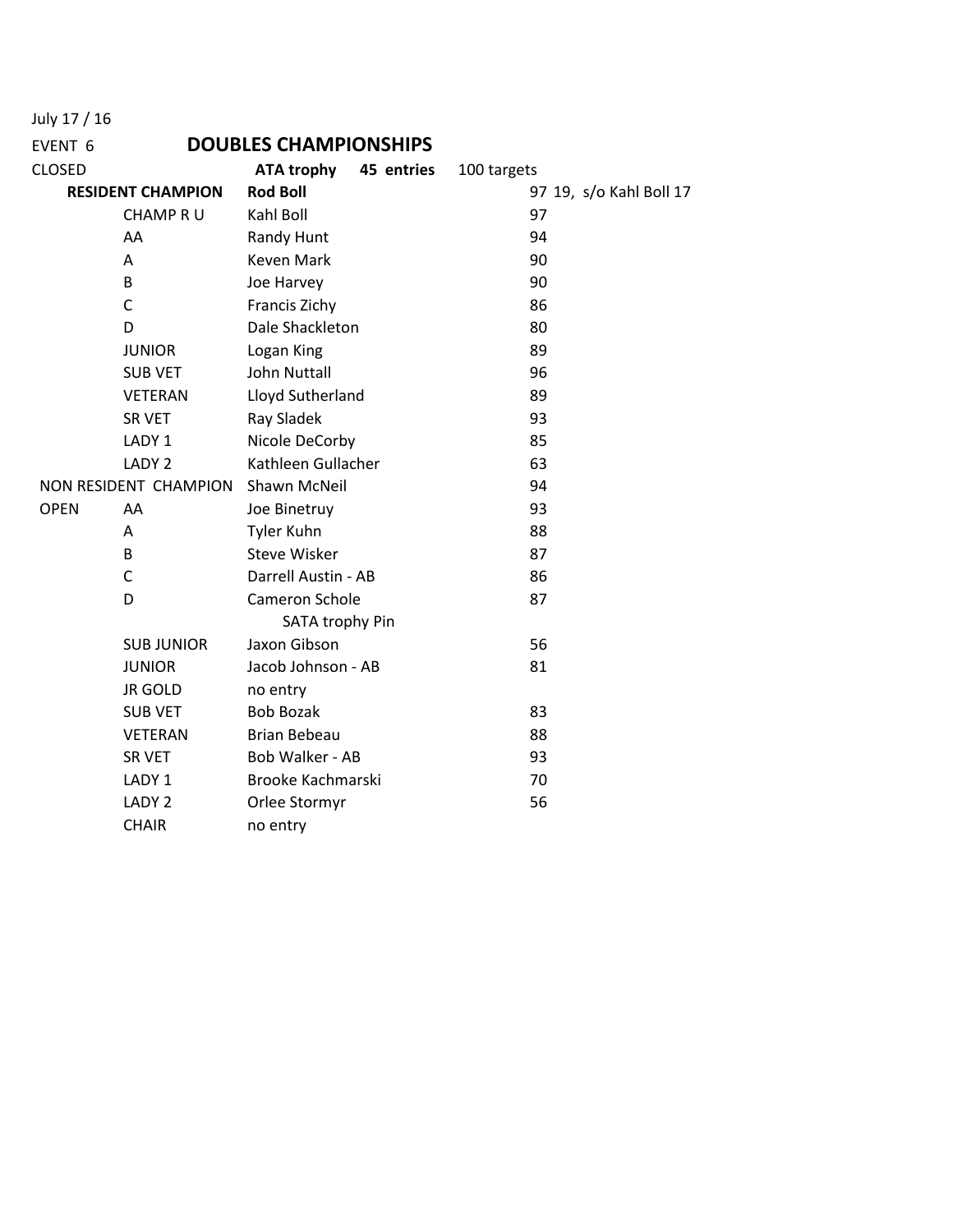July 17 / 16

EVENT 6 **DOUBLES CHAMPIONSHIPS**

| CLOSED | | **ATA trophy 45 entries** | 100 targets |
|---|---|---|---|
| **RESIDENT CHAMPION** | | **Rod Boll** | 97 19, s/o Kahl Boll 17 |
| | CHAMP R U | Kahl Boll | 97 |
| | AA | Randy Hunt | 94 |
| | A | Keven Mark | 90 |
| | B | Joe Harvey | 90 |
| | C | Francis Zichy | 86 |
| | D | Dale Shackleton | 80 |
| | JUNIOR | Logan King | 89 |
| | SUB VET | John Nuttall | 96 |
| | VETERAN | Lloyd Sutherland | 89 |
| | SR VET | Ray Sladek | 93 |
| | LADY 1 | Nicole DeCorby | 85 |
| | LADY 2 | Kathleen Gullacher | 63 |
| NON RESIDENT CHAMPION | | Shawn McNeil | 94 |
| OPEN | AA | Joe Binetruy | 93 |
| | A | Tyler Kuhn | 88 |
| | B | Steve Wisker | 87 |
| | C | Darrell Austin - AB | 86 |
| | D | Cameron Schole | 87 |
| | | SATA trophy Pin | |
| | SUB JUNIOR | Jaxon Gibson | 56 |
| | JUNIOR | Jacob Johnson - AB | 81 |
| | JR GOLD | no entry | |
| | SUB VET | Bob Bozak | 83 |
| | VETERAN | Brian Bebeau | 88 |
| | SR VET | Bob Walker - AB | 93 |
| | LADY 1 | Brooke Kachmarski | 70 |
| | LADY 2 | Orlee Stormyr | 56 |
| | CHAIR | no entry | |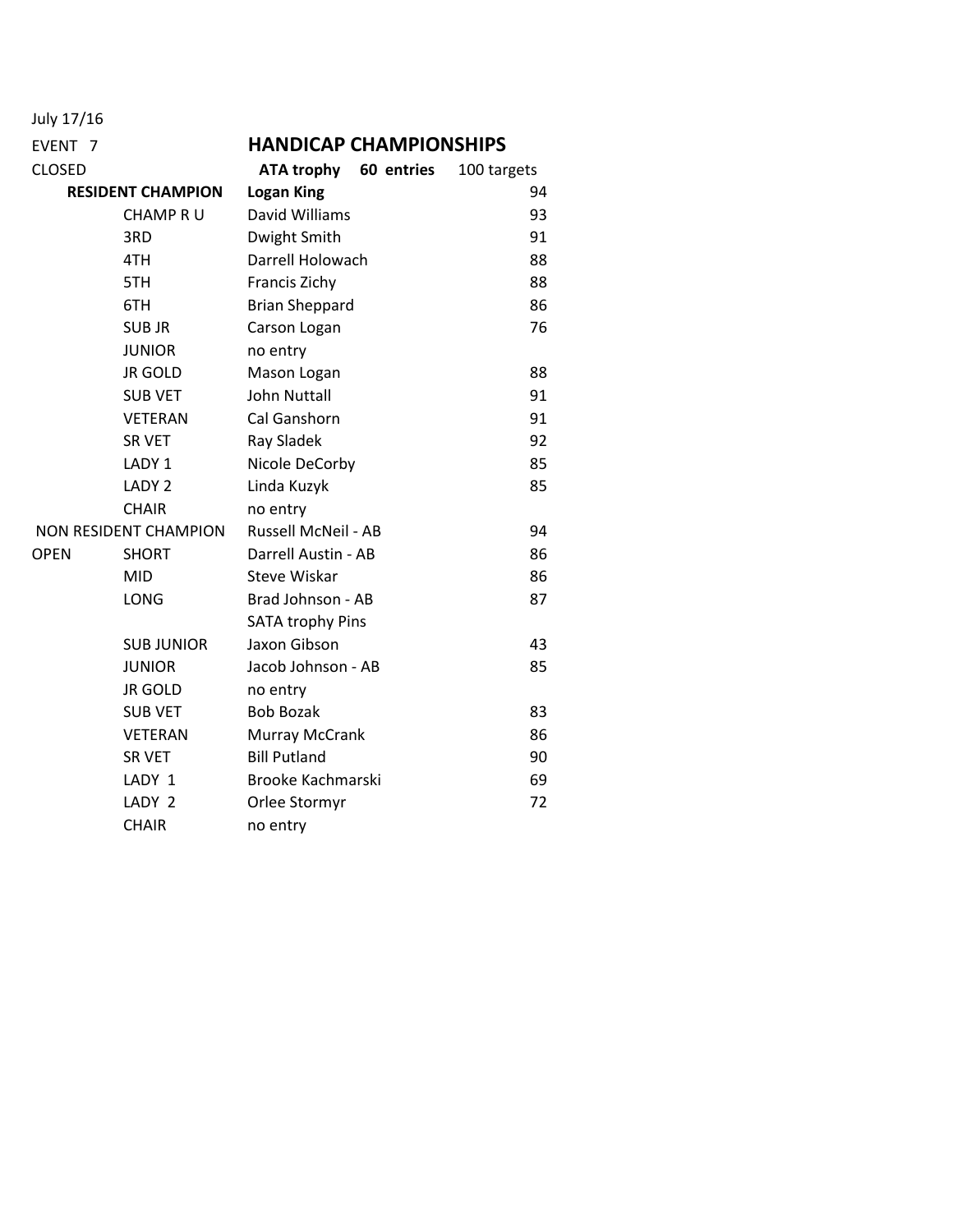July 17/16

EVENT 7

## HANDICAP CHAMPIONSHIPS

| CLOSED | | **ATA trophy 60 entries** | 100 targets |
|---|---|---|---|
| **RESIDENT CHAMPION** | | **Logan King** | 94 |
| | CHAMP R U | David Williams | 93 |
| | 3RD | Dwight Smith | 91 |
| | 4TH | Darrell Holowach | 88 |
| | 5TH | Francis Zichy | 88 |
| | 6TH | Brian Sheppard | 86 |
| | SUB JR | Carson Logan | 76 |
| | JUNIOR | no entry | |
| | JR GOLD | Mason Logan | 88 |
| | SUB VET | John Nuttall | 91 |
| | VETERAN | Cal Ganshorn | 91 |
| | SR VET | Ray Sladek | 92 |
| | LADY 1 | Nicole DeCorby | 85 |
| | LADY 2 | Linda Kuzyk | 85 |
| | CHAIR | no entry | |
| NON RESIDENT CHAMPION | | Russell McNeil - AB | 94 |
| OPEN | SHORT | Darrell Austin - AB | 86 |
| | MID | Steve Wiskar | 86 |
| | LONG | Brad Johnson - AB | 87 |
| | | SATA trophy Pins | |
| | SUB JUNIOR | Jaxon Gibson | 43 |
| | JUNIOR | Jacob Johnson - AB | 85 |
| | JR GOLD | no entry | |
| | SUB VET | Bob Bozak | 83 |
| | VETERAN | Murray McCrank | 86 |
| | SR VET | Bill Putland | 90 |
| | LADY 1 | Brooke Kachmarski | 69 |
| | LADY 2 | Orlee Stormyr | 72 |
| | CHAIR | no entry | |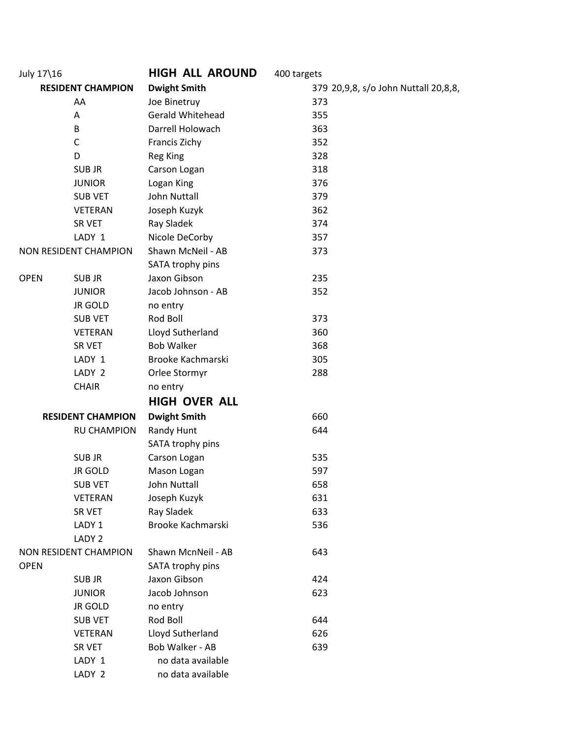July 17\16 **HIGH ALL AROUND** 400 targets

| | | | |
|---|---|---|---|
| **RESIDENT CHAMPION** | | **Dwight Smith** | 379 20,9,8, s/o John Nuttall 20,8,8, |
| | AA | Joe Binetruy | 373 |
| | A | Gerald Whitehead | 355 |
| | B | Darrell Holowach | 363 |
| | C | Francis Zichy | 352 |
| | D | Reg King | 328 |
| | SUB JR | Carson Logan | 318 |
| | JUNIOR | Logan King | 376 |
| | SUB VET | John Nuttall | 379 |
| | VETERAN | Joseph Kuzyk | 362 |
| | SR VET | Ray Sladek | 374 |
| | LADY 1 | Nicole DeCorby | 357 |
| NON RESIDENT CHAMPION | | Shawn McNeil - AB | 373 |
| | | SATA trophy pins | |
| OPEN | SUB JR | Jaxon Gibson | 235 |
| | JUNIOR | Jacob Johnson - AB | 352 |
| | JR GOLD | no entry | |
| | SUB VET | Rod Boll | 373 |
| | VETERAN | Lloyd Sutherland | 360 |
| | SR VET | Bob Walker | 368 |
| | LADY 1 | Brooke Kachmarski | 305 |
| | LADY 2 | Orlee Stormyr | 288 |
| | CHAIR | no entry | |

**HIGH OVER ALL**

| | | | |
|---|---|---|---|
| **RESIDENT CHAMPION** | | **Dwight Smith** | 660 |
| | RU CHAMPION | Randy Hunt | 644 |
| | | SATA trophy pins | |
| | SUB JR | Carson Logan | 535 |
| | JR GOLD | Mason Logan | 597 |
| | SUB VET | John Nuttall | 658 |
| | VETERAN | Joseph Kuzyk | 631 |
| | SR VET | Ray Sladek | 633 |
| | LADY 1 | Brooke Kachmarski | 536 |
| | LADY 2 | | |
| NON RESIDENT CHAMPION | | Shawn McnNeil - AB | 643 |
| OPEN | | SATA trophy pins | |
| | SUB JR | Jaxon Gibson | 424 |
| | JUNIOR | Jacob Johnson | 623 |
| | JR GOLD | no entry | |
| | SUB VET | Rod Boll | 644 |
| | VETERAN | Lloyd Sutherland | 626 |
| | SR VET | Bob Walker - AB | 639 |
| | LADY 1 | no data available | |
| | LADY 2 | no data available | |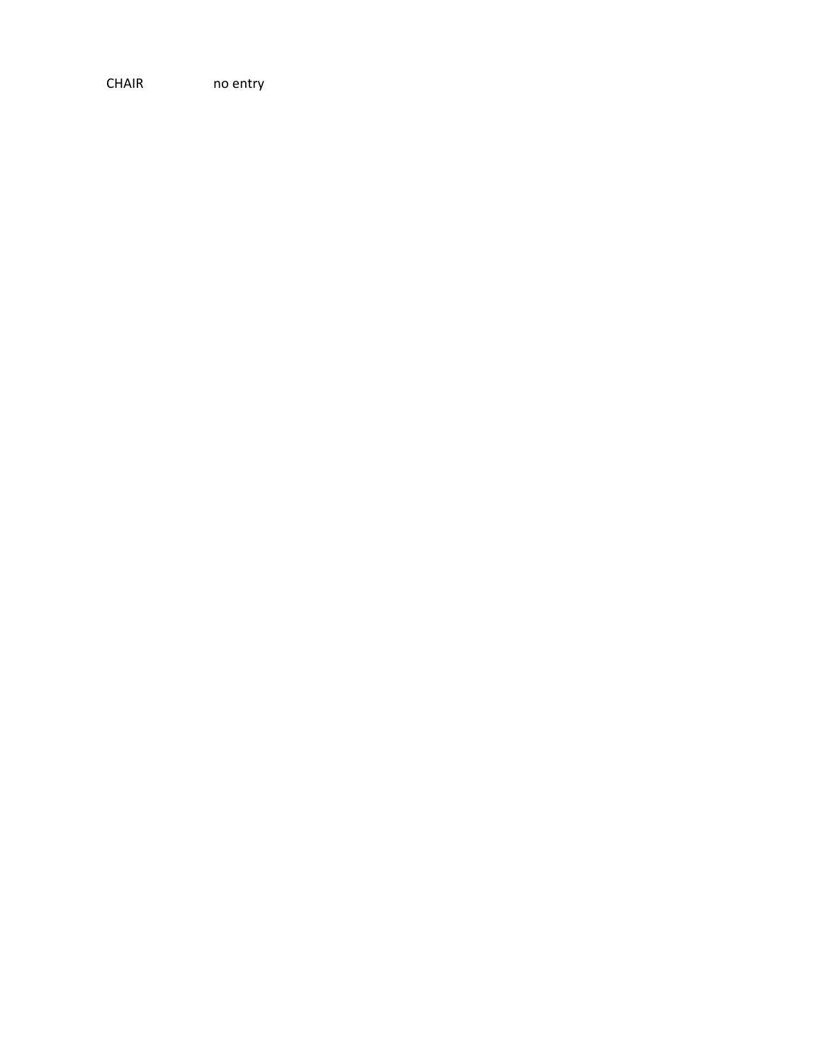CHAIR no entry